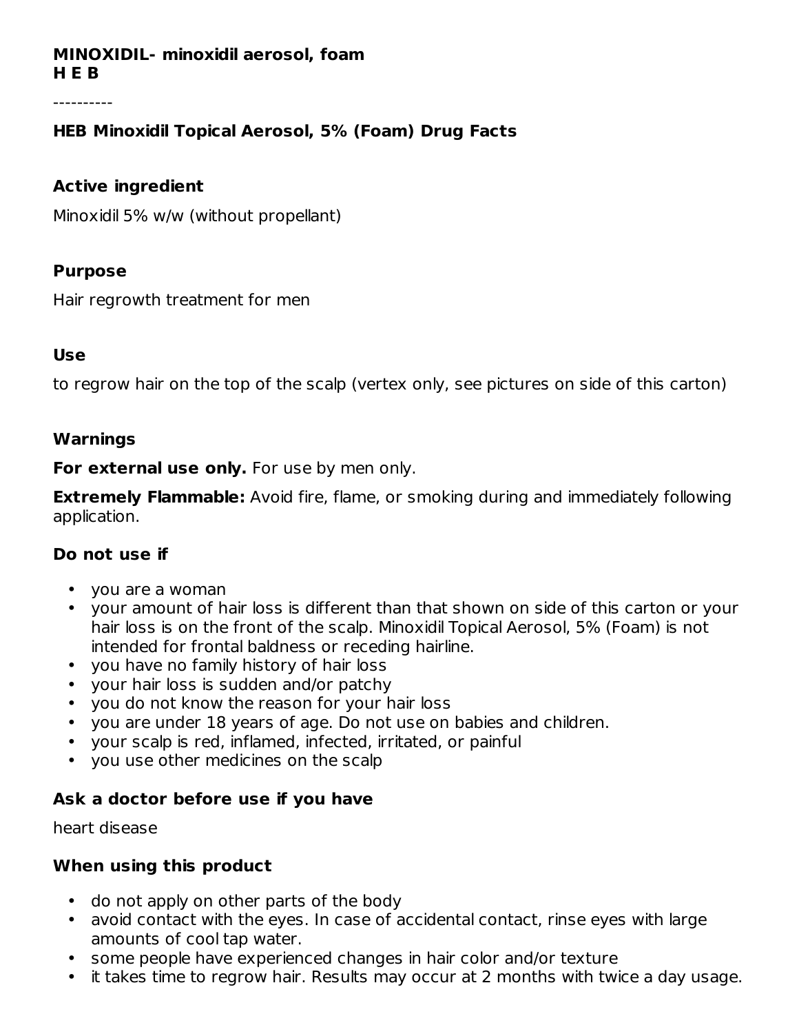**MINOXIDIL- minoxidil aerosol, foam**
**H E B**

----------

## HEB Minoxidil Topical Aerosol, 5% (Foam) Drug Facts

### Active ingredient

Minoxidil 5% w/w (without propellant)

### Purpose

Hair regrowth treatment for men

### Use

to regrow hair on the top of the scalp (vertex only, see pictures on side of this carton)

### Warnings

**For external use only.** For use by men only.

**Extremely Flammable:** Avoid fire, flame, or smoking during and immediately following application.

### Do not use if

- you are a woman
- your amount of hair loss is different than that shown on side of this carton or your hair loss is on the front of the scalp. Minoxidil Topical Aerosol, 5% (Foam) is not intended for frontal baldness or receding hairline.
- you have no family history of hair loss
- your hair loss is sudden and/or patchy
- you do not know the reason for your hair loss
- you are under 18 years of age. Do not use on babies and children.
- your scalp is red, inflamed, infected, irritated, or painful
- you use other medicines on the scalp

### Ask a doctor before use if you have

heart disease

### When using this product

- do not apply on other parts of the body
- avoid contact with the eyes. In case of accidental contact, rinse eyes with large amounts of cool tap water.
- some people have experienced changes in hair color and/or texture
- it takes time to regrow hair. Results may occur at 2 months with twice a day usage.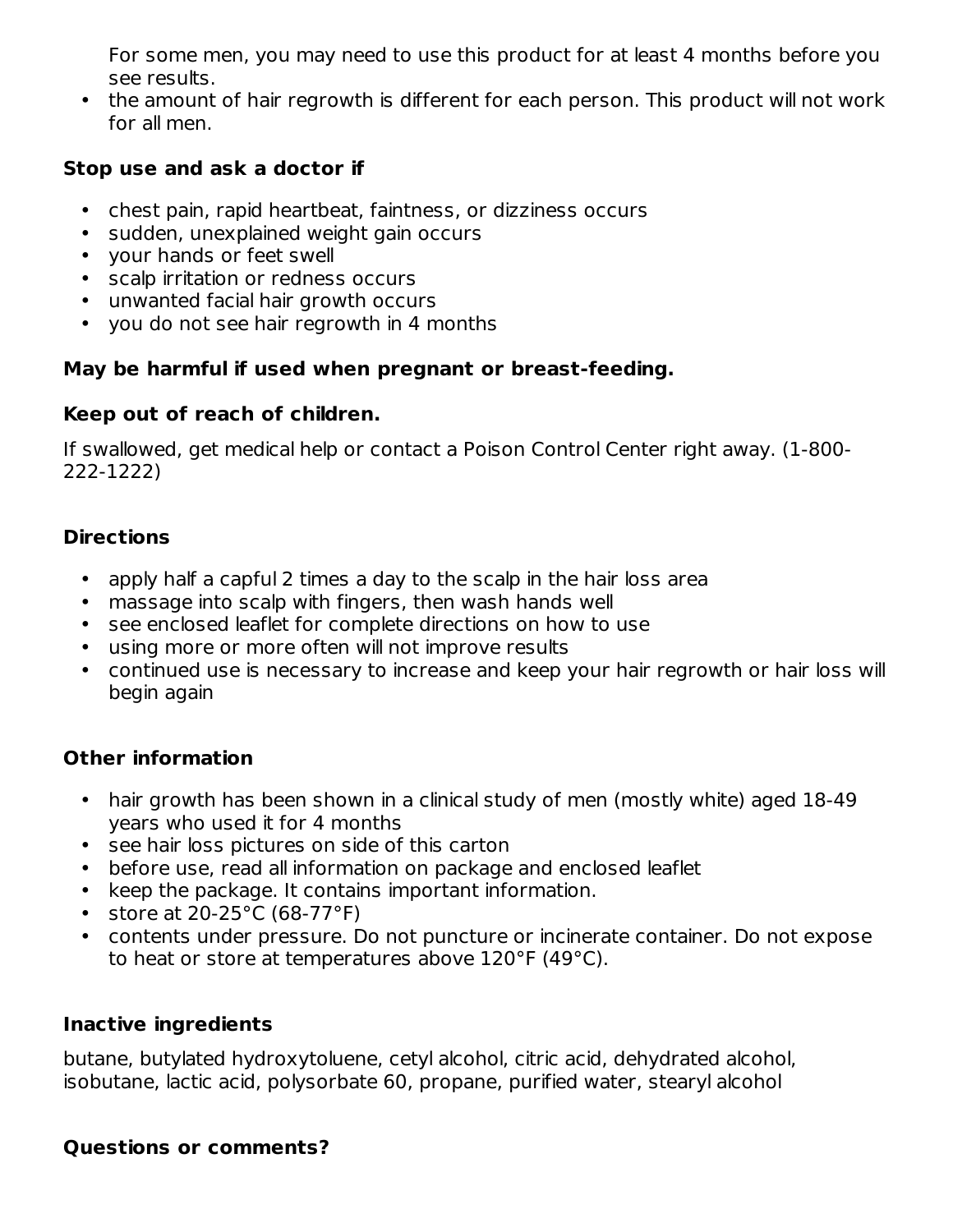For some men, you may need to use this product for at least 4 months before you see results.
- the amount of hair regrowth is different for each person. This product will not work for all men.

**Stop use and ask a doctor if**

- chest pain, rapid heartbeat, faintness, or dizziness occurs
- sudden, unexplained weight gain occurs
- your hands or feet swell
- scalp irritation or redness occurs
- unwanted facial hair growth occurs
- you do not see hair regrowth in 4 months

**May be harmful if used when pregnant or breast-feeding.**

**Keep out of reach of children.**

If swallowed, get medical help or contact a Poison Control Center right away. (1-800-222-1222)

**Directions**

- apply half a capful 2 times a day to the scalp in the hair loss area
- massage into scalp with fingers, then wash hands well
- see enclosed leaflet for complete directions on how to use
- using more or more often will not improve results
- continued use is necessary to increase and keep your hair regrowth or hair loss will begin again

**Other information**

- hair growth has been shown in a clinical study of men (mostly white) aged 18-49 years who used it for 4 months
- see hair loss pictures on side of this carton
- before use, read all information on package and enclosed leaflet
- keep the package. It contains important information.
- store at 20-25°C (68-77°F)
- contents under pressure. Do not puncture or incinerate container. Do not expose to heat or store at temperatures above 120°F (49°C).

**Inactive ingredients**

butane, butylated hydroxytoluene, cetyl alcohol, citric acid, dehydrated alcohol, isobutane, lactic acid, polysorbate 60, propane, purified water, stearyl alcohol

**Questions or comments?**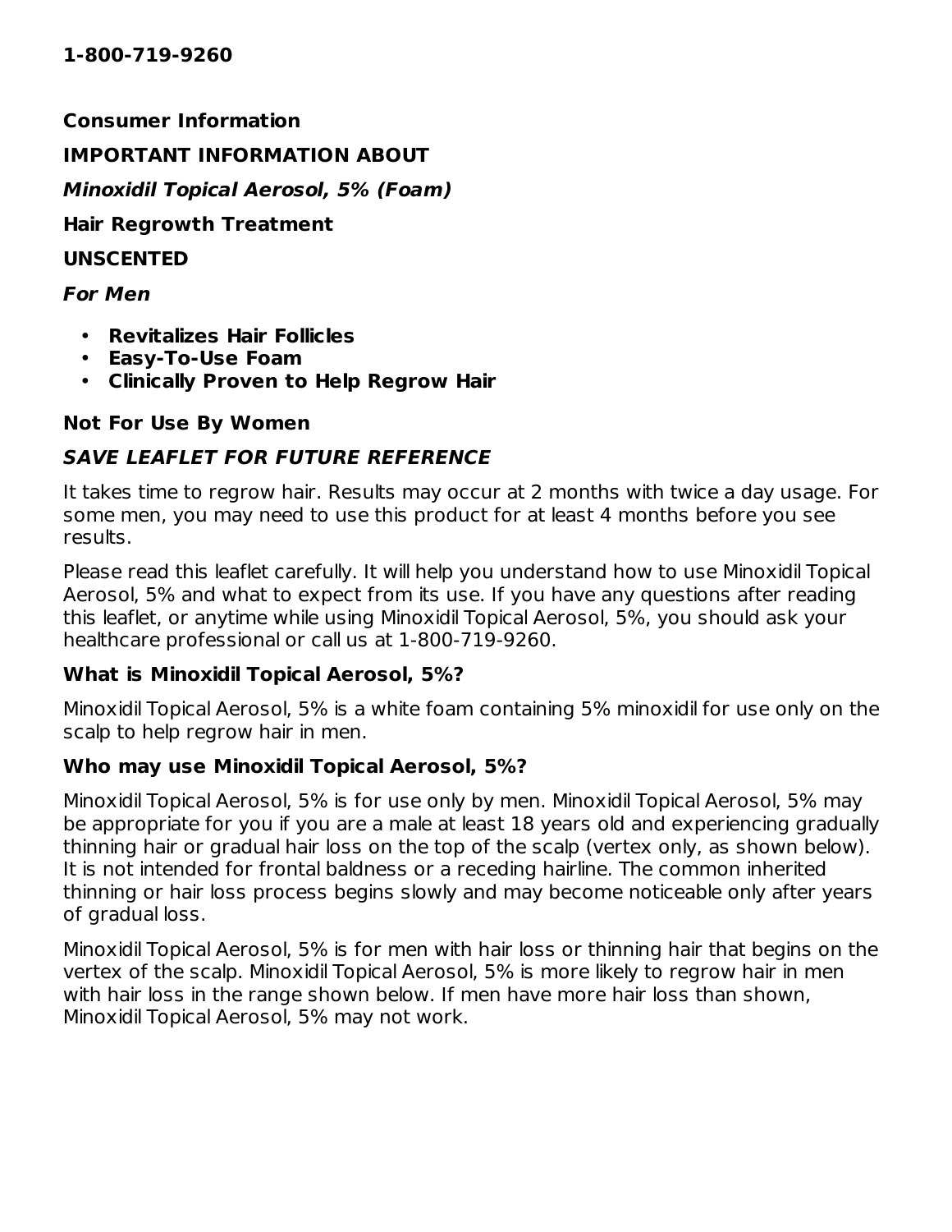**1-800-719-9260**

**Consumer Information**

**IMPORTANT INFORMATION ABOUT**

***Minoxidil Topical Aerosol, 5% (Foam)***

**Hair Regrowth Treatment**

**UNSCENTED**

***For Men***

- **Revitalizes Hair Follicles**
- **Easy-To-Use Foam**
- **Clinically Proven to Help Regrow Hair**

**Not For Use By Women**

***SAVE LEAFLET FOR FUTURE REFERENCE***

It takes time to regrow hair. Results may occur at 2 months with twice a day usage. For some men, you may need to use this product for at least 4 months before you see results.

Please read this leaflet carefully. It will help you understand how to use Minoxidil Topical Aerosol, 5% and what to expect from its use. If you have any questions after reading this leaflet, or anytime while using Minoxidil Topical Aerosol, 5%, you should ask your healthcare professional or call us at 1-800-719-9260.

**What is Minoxidil Topical Aerosol, 5%?**

Minoxidil Topical Aerosol, 5% is a white foam containing 5% minoxidil for use only on the scalp to help regrow hair in men.

**Who may use Minoxidil Topical Aerosol, 5%?**

Minoxidil Topical Aerosol, 5% is for use only by men. Minoxidil Topical Aerosol, 5% may be appropriate for you if you are a male at least 18 years old and experiencing gradually thinning hair or gradual hair loss on the top of the scalp (vertex only, as shown below). It is not intended for frontal baldness or a receding hairline. The common inherited thinning or hair loss process begins slowly and may become noticeable only after years of gradual loss.

Minoxidil Topical Aerosol, 5% is for men with hair loss or thinning hair that begins on the vertex of the scalp. Minoxidil Topical Aerosol, 5% is more likely to regrow hair in men with hair loss in the range shown below. If men have more hair loss than shown, Minoxidil Topical Aerosol, 5% may not work.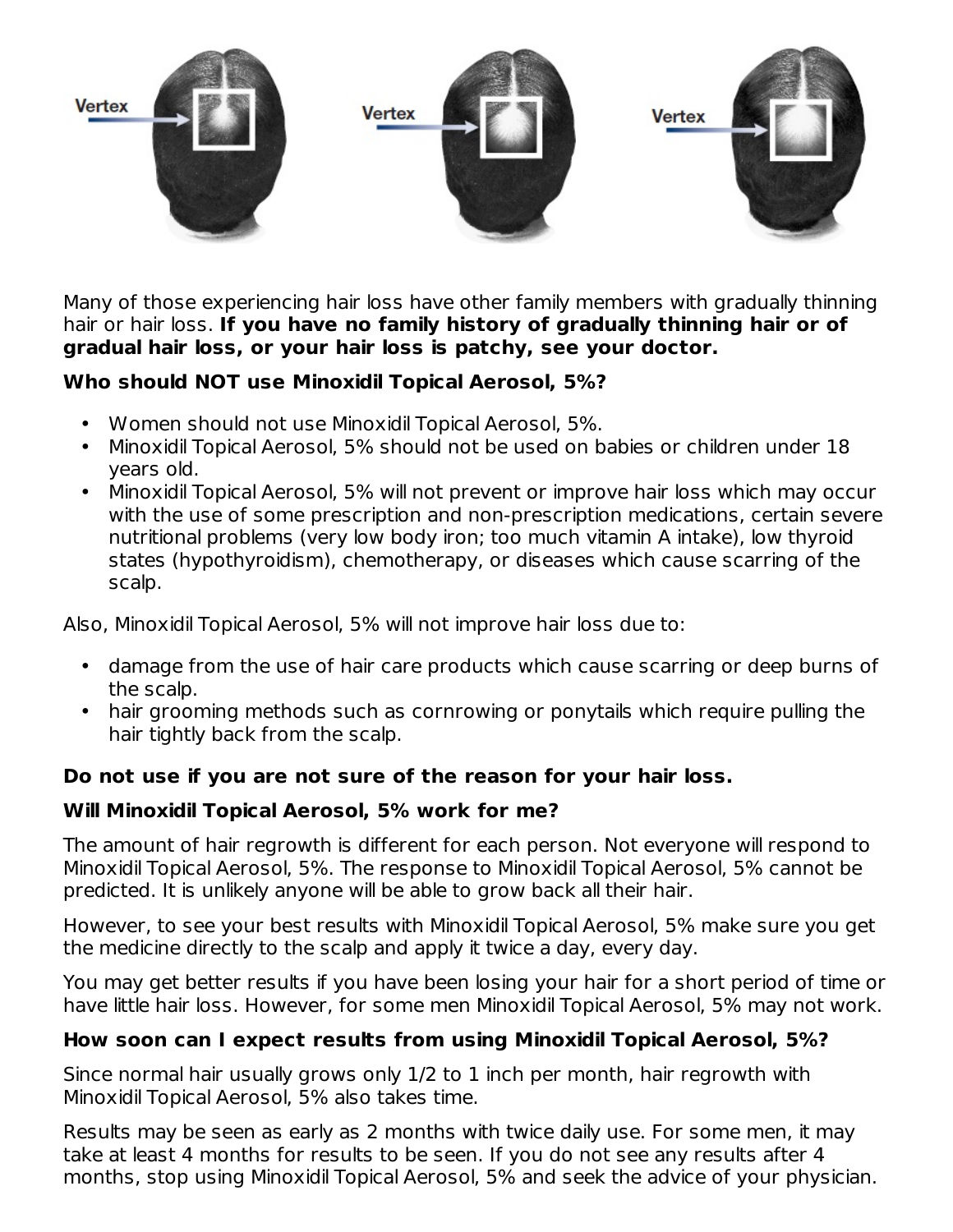Vertex

Vertex

Vertex

Many of those experiencing hair loss have other family members with gradually thinning hair or hair loss. **If you have no family history of gradually thinning hair or of gradual hair loss, or your hair loss is patchy, see your doctor.**

### Who should NOT use Minoxidil Topical Aerosol, 5%?

- Women should not use Minoxidil Topical Aerosol, 5%.
- Minoxidil Topical Aerosol, 5% should not be used on babies or children under 18 years old.
- Minoxidil Topical Aerosol, 5% will not prevent or improve hair loss which may occur with the use of some prescription and non-prescription medications, certain severe nutritional problems (very low body iron; too much vitamin A intake), low thyroid states (hypothyroidism), chemotherapy, or diseases which cause scarring of the scalp.

Also, Minoxidil Topical Aerosol, 5% will not improve hair loss due to:

- damage from the use of hair care products which cause scarring or deep burns of the scalp.
- hair grooming methods such as cornrowing or ponytails which require pulling the hair tightly back from the scalp.

**Do not use if you are not sure of the reason for your hair loss.**

### Will Minoxidil Topical Aerosol, 5% work for me?

The amount of hair regrowth is different for each person. Not everyone will respond to Minoxidil Topical Aerosol, 5%. The response to Minoxidil Topical Aerosol, 5% cannot be predicted. It is unlikely anyone will be able to grow back all their hair.

However, to see your best results with Minoxidil Topical Aerosol, 5% make sure you get the medicine directly to the scalp and apply it twice a day, every day.

You may get better results if you have been losing your hair for a short period of time or have little hair loss. However, for some men Minoxidil Topical Aerosol, 5% may not work.

### How soon can I expect results from using Minoxidil Topical Aerosol, 5%?

Since normal hair usually grows only 1/2 to 1 inch per month, hair regrowth with Minoxidil Topical Aerosol, 5% also takes time.

Results may be seen as early as 2 months with twice daily use. For some men, it may take at least 4 months for results to be seen. If you do not see any results after 4 months, stop using Minoxidil Topical Aerosol, 5% and seek the advice of your physician.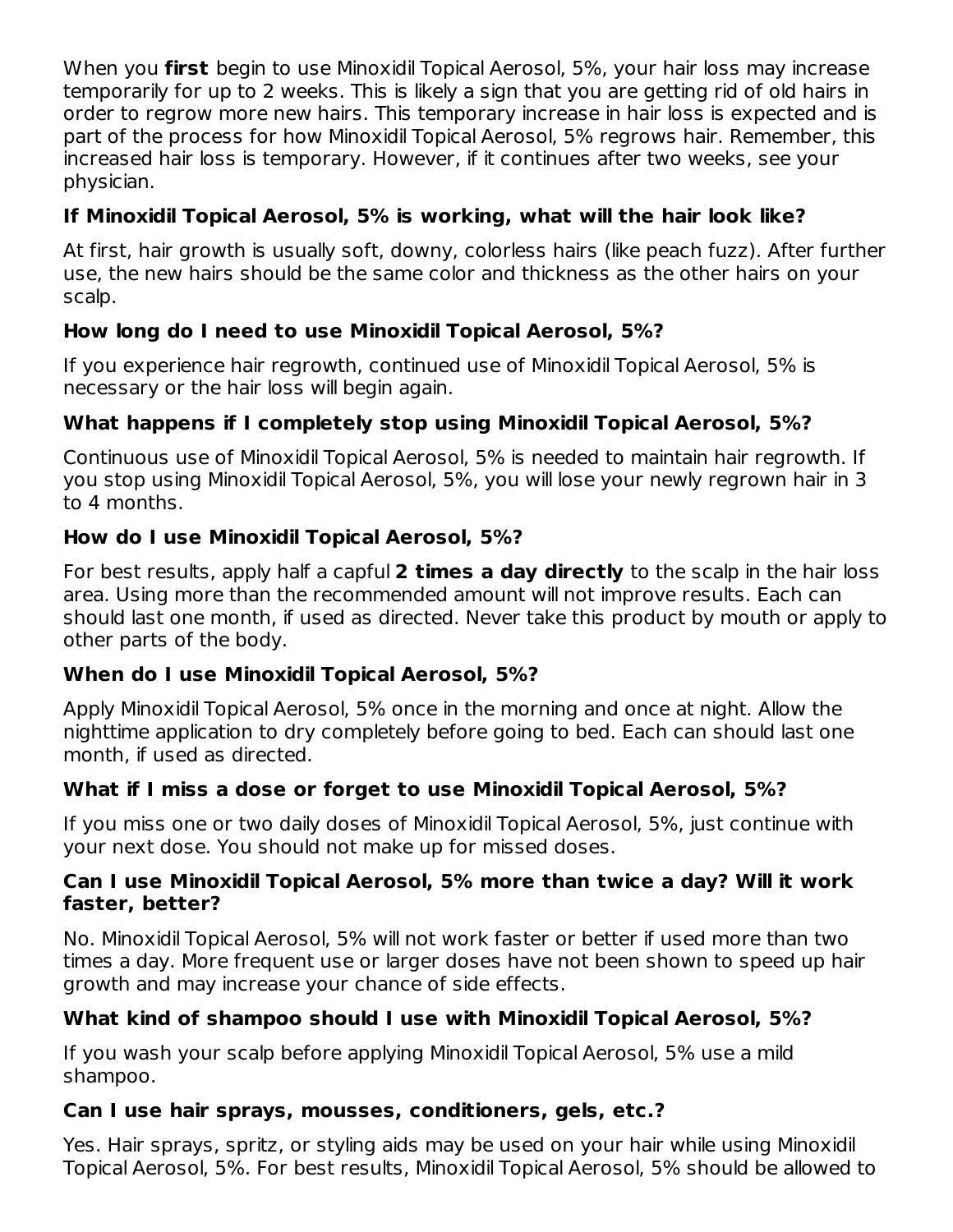When you **first** begin to use Minoxidil Topical Aerosol, 5%, your hair loss may increase temporarily for up to 2 weeks. This is likely a sign that you are getting rid of old hairs in order to regrow more new hairs. This temporary increase in hair loss is expected and is part of the process for how Minoxidil Topical Aerosol, 5% regrows hair. Remember, this increased hair loss is temporary. However, if it continues after two weeks, see your physician.

### If Minoxidil Topical Aerosol, 5% is working, what will the hair look like?

At first, hair growth is usually soft, downy, colorless hairs (like peach fuzz). After further use, the new hairs should be the same color and thickness as the other hairs on your scalp.

### How long do I need to use Minoxidil Topical Aerosol, 5%?

If you experience hair regrowth, continued use of Minoxidil Topical Aerosol, 5% is necessary or the hair loss will begin again.

### What happens if I completely stop using Minoxidil Topical Aerosol, 5%?

Continuous use of Minoxidil Topical Aerosol, 5% is needed to maintain hair regrowth. If you stop using Minoxidil Topical Aerosol, 5%, you will lose your newly regrown hair in 3 to 4 months.

### How do I use Minoxidil Topical Aerosol, 5%?

For best results, apply half a capful **2 times a day directly** to the scalp in the hair loss area. Using more than the recommended amount will not improve results. Each can should last one month, if used as directed. Never take this product by mouth or apply to other parts of the body.

### When do I use Minoxidil Topical Aerosol, 5%?

Apply Minoxidil Topical Aerosol, 5% once in the morning and once at night. Allow the nighttime application to dry completely before going to bed. Each can should last one month, if used as directed.

### What if I miss a dose or forget to use Minoxidil Topical Aerosol, 5%?

If you miss one or two daily doses of Minoxidil Topical Aerosol, 5%, just continue with your next dose. You should not make up for missed doses.

### Can I use Minoxidil Topical Aerosol, 5% more than twice a day? Will it work faster, better?

No. Minoxidil Topical Aerosol, 5% will not work faster or better if used more than two times a day. More frequent use or larger doses have not been shown to speed up hair growth and may increase your chance of side effects.

### What kind of shampoo should I use with Minoxidil Topical Aerosol, 5%?

If you wash your scalp before applying Minoxidil Topical Aerosol, 5% use a mild shampoo.

### Can I use hair sprays, mousses, conditioners, gels, etc.?

Yes. Hair sprays, spritz, or styling aids may be used on your hair while using Minoxidil Topical Aerosol, 5%. For best results, Minoxidil Topical Aerosol, 5% should be allowed to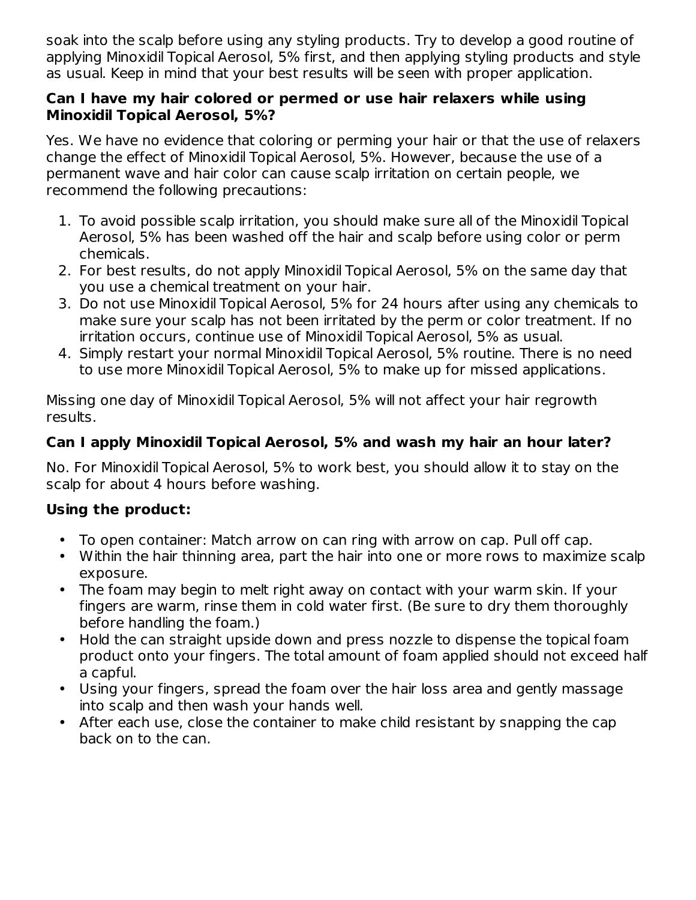soak into the scalp before using any styling products. Try to develop a good routine of applying Minoxidil Topical Aerosol, 5% first, and then applying styling products and style as usual. Keep in mind that your best results will be seen with proper application.

**Can I have my hair colored or permed or use hair relaxers while using Minoxidil Topical Aerosol, 5%?**

Yes. We have no evidence that coloring or perming your hair or that the use of relaxers change the effect of Minoxidil Topical Aerosol, 5%. However, because the use of a permanent wave and hair color can cause scalp irritation on certain people, we recommend the following precautions:

1. To avoid possible scalp irritation, you should make sure all of the Minoxidil Topical Aerosol, 5% has been washed off the hair and scalp before using color or perm chemicals.
2. For best results, do not apply Minoxidil Topical Aerosol, 5% on the same day that you use a chemical treatment on your hair.
3. Do not use Minoxidil Topical Aerosol, 5% for 24 hours after using any chemicals to make sure your scalp has not been irritated by the perm or color treatment. If no irritation occurs, continue use of Minoxidil Topical Aerosol, 5% as usual.
4. Simply restart your normal Minoxidil Topical Aerosol, 5% routine. There is no need to use more Minoxidil Topical Aerosol, 5% to make up for missed applications.

Missing one day of Minoxidil Topical Aerosol, 5% will not affect your hair regrowth results.

**Can I apply Minoxidil Topical Aerosol, 5% and wash my hair an hour later?**

No. For Minoxidil Topical Aerosol, 5% to work best, you should allow it to stay on the scalp for about 4 hours before washing.

**Using the product:**

- To open container: Match arrow on can ring with arrow on cap. Pull off cap.
- Within the hair thinning area, part the hair into one or more rows to maximize scalp exposure.
- The foam may begin to melt right away on contact with your warm skin. If your fingers are warm, rinse them in cold water first. (Be sure to dry them thoroughly before handling the foam.)
- Hold the can straight upside down and press nozzle to dispense the topical foam product onto your fingers. The total amount of foam applied should not exceed half a capful.
- Using your fingers, spread the foam over the hair loss area and gently massage into scalp and then wash your hands well.
- After each use, close the container to make child resistant by snapping the cap back on to the can.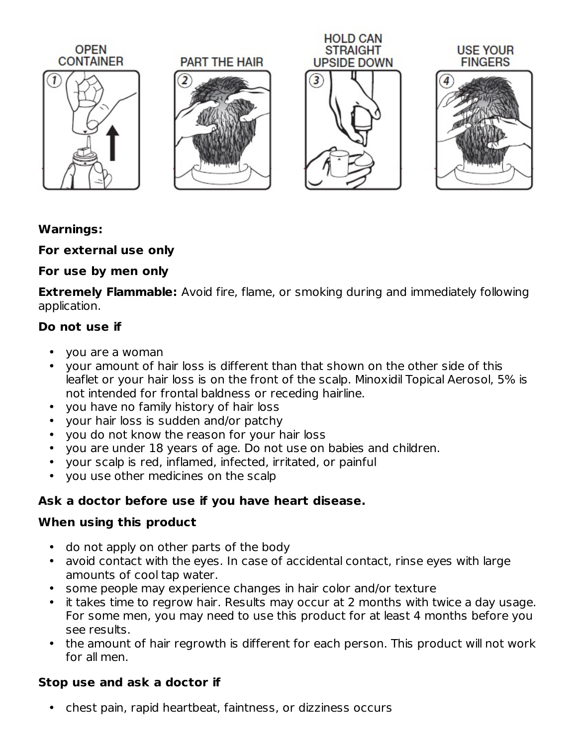OPEN CONTAINER ① PART THE HAIR ② HOLD CAN STRAIGHT UPSIDE DOWN ③ USE YOUR FINGERS ④

**Warnings:**

**For external use only**

**For use by men only**

**Extremely Flammable:** Avoid fire, flame, or smoking during and immediately following application.

**Do not use if**

- you are a woman
- your amount of hair loss is different than that shown on the other side of this leaflet or your hair loss is on the front of the scalp. Minoxidil Topical Aerosol, 5% is not intended for frontal baldness or receding hairline.
- you have no family history of hair loss
- your hair loss is sudden and/or patchy
- you do not know the reason for your hair loss
- you are under 18 years of age. Do not use on babies and children.
- your scalp is red, inflamed, infected, irritated, or painful
- you use other medicines on the scalp

**Ask a doctor before use if you have heart disease.**

**When using this product**

- do not apply on other parts of the body
- avoid contact with the eyes. In case of accidental contact, rinse eyes with large amounts of cool tap water.
- some people may experience changes in hair color and/or texture
- it takes time to regrow hair. Results may occur at 2 months with twice a day usage. For some men, you may need to use this product for at least 4 months before you see results.
- the amount of hair regrowth is different for each person. This product will not work for all men.

**Stop use and ask a doctor if**

- chest pain, rapid heartbeat, faintness, or dizziness occurs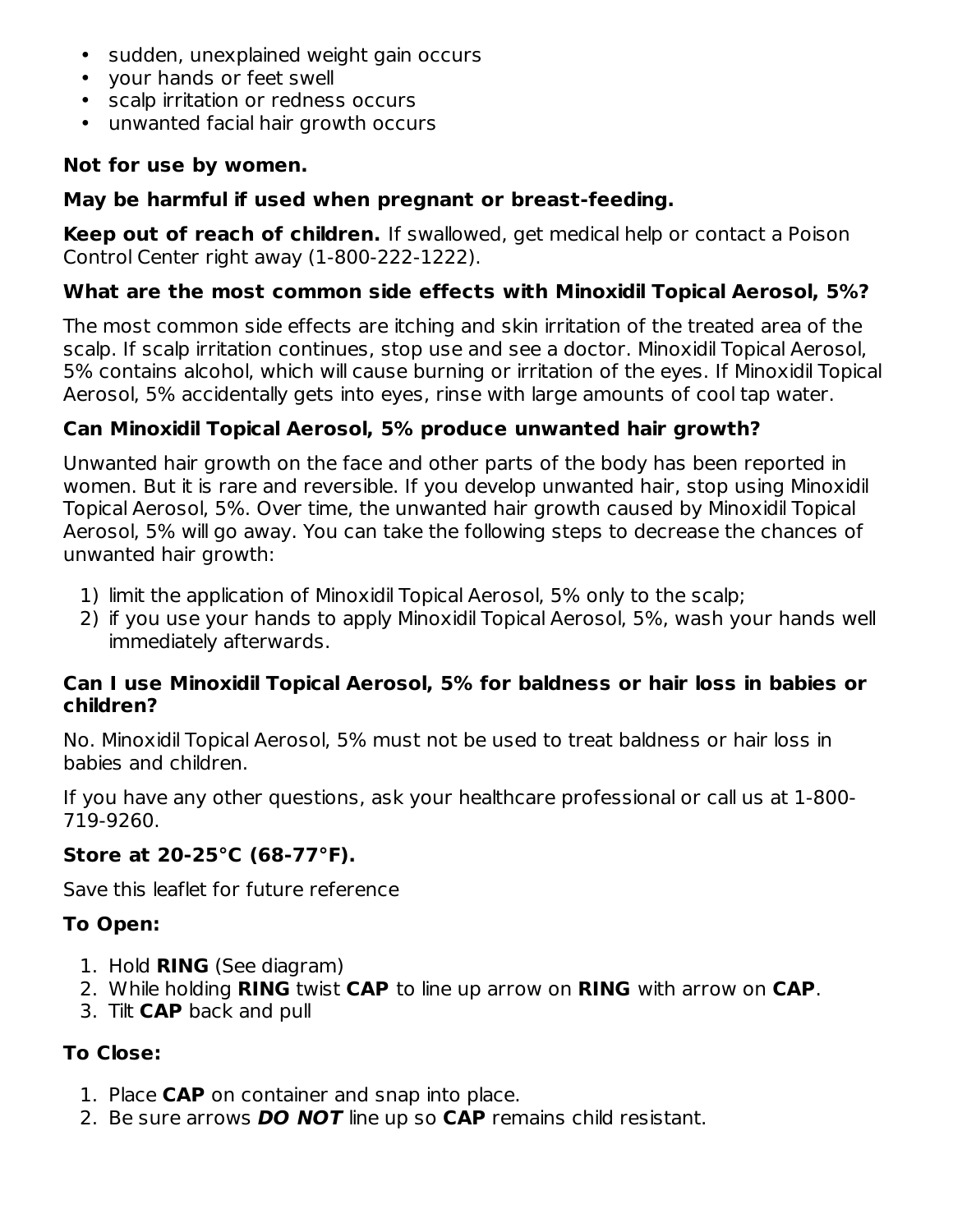- sudden, unexplained weight gain occurs
- your hands or feet swell
- scalp irritation or redness occurs
- unwanted facial hair growth occurs

**Not for use by women.**

**May be harmful if used when pregnant or breast-feeding.**

**Keep out of reach of children.** If swallowed, get medical help or contact a Poison Control Center right away (1-800-222-1222).

**What are the most common side effects with Minoxidil Topical Aerosol, 5%?**

The most common side effects are itching and skin irritation of the treated area of the scalp. If scalp irritation continues, stop use and see a doctor. Minoxidil Topical Aerosol, 5% contains alcohol, which will cause burning or irritation of the eyes. If Minoxidil Topical Aerosol, 5% accidentally gets into eyes, rinse with large amounts of cool tap water.

**Can Minoxidil Topical Aerosol, 5% produce unwanted hair growth?**

Unwanted hair growth on the face and other parts of the body has been reported in women. But it is rare and reversible. If you develop unwanted hair, stop using Minoxidil Topical Aerosol, 5%. Over time, the unwanted hair growth caused by Minoxidil Topical Aerosol, 5% will go away. You can take the following steps to decrease the chances of unwanted hair growth:

1) limit the application of Minoxidil Topical Aerosol, 5% only to the scalp;
2) if you use your hands to apply Minoxidil Topical Aerosol, 5%, wash your hands well immediately afterwards.

**Can I use Minoxidil Topical Aerosol, 5% for baldness or hair loss in babies or children?**

No. Minoxidil Topical Aerosol, 5% must not be used to treat baldness or hair loss in babies and children.

If you have any other questions, ask your healthcare professional or call us at 1-800-719-9260.

**Store at 20-25°C (68-77°F).**

Save this leaflet for future reference

**To Open:**

1. Hold **RING** (See diagram)
2. While holding **RING** twist **CAP** to line up arrow on **RING** with arrow on **CAP**.
3. Tilt **CAP** back and pull

**To Close:**

1. Place **CAP** on container and snap into place.
2. Be sure arrows ***DO NOT*** line up so **CAP** remains child resistant.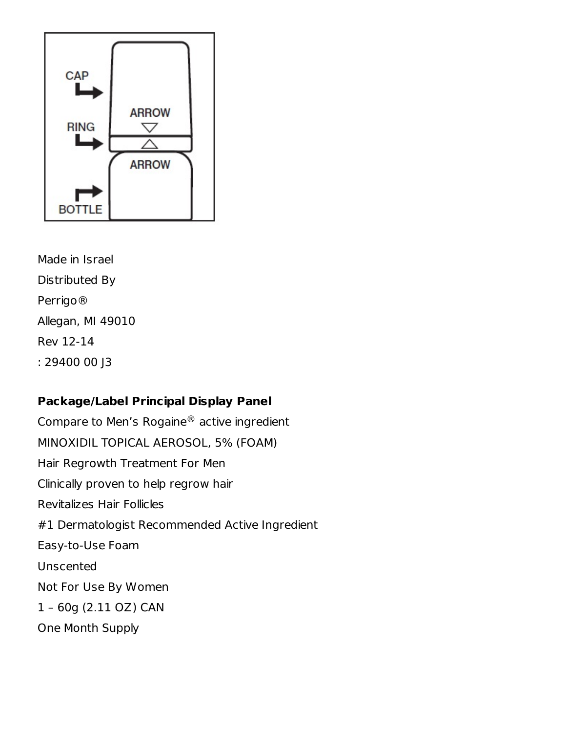CAP

RING

BOTTLE

ARROW

ARROW

Made in Israel

Distributed By

Perrigo®

Allegan, MI 49010

Rev 12-14

: 29400 00 J3

**Package/Label Principal Display Panel**

Compare to Men's Rogaine® active ingredient

MINOXIDIL TOPICAL AEROSOL, 5% (FOAM)

Hair Regrowth Treatment For Men

Clinically proven to help regrow hair

Revitalizes Hair Follicles

#1 Dermatologist Recommended Active Ingredient

Easy-to-Use Foam

Unscented

Not For Use By Women

1 – 60g (2.11 OZ) CAN

One Month Supply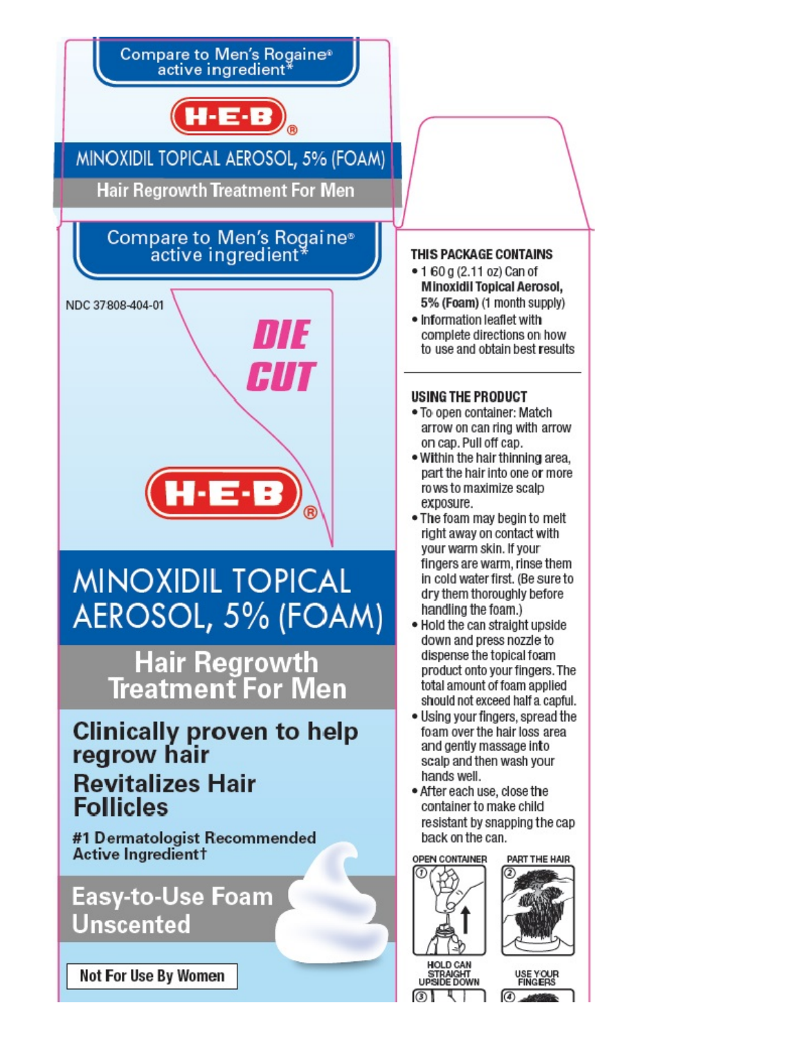Compare to Men's Rogaine® active ingredient*

H-E-B®

MINOXIDIL TOPICAL AEROSOL, 5% (FOAM)

Hair Regrowth Treatment For Men

Compare to Men's Rogaine® active ingredient*

NDC 37808-404-01

DIE CUT

H-E-B®

# MINOXIDIL TOPICAL AEROSOL, 5% (FOAM)

## Hair Regrowth Treatment For Men

**Clinically proven to help regrow hair**

**Revitalizes Hair Follicles**

**#1 Dermatologist Recommended Active Ingredient†**

**Easy-to-Use Foam**
**Unscented**

Not For Use By Women

**THIS PACKAGE CONTAINS**

- 1 60 g (2.11 oz) Can of **Minoxidil Topical Aerosol, 5% (Foam)** (1 month supply)
- Information leaflet with complete directions on how to use and obtain best results

**USING THE PRODUCT**

- To open container: Match arrow on can ring with arrow on cap. Pull off cap.
- Within the hair thinning area, part the hair into one or more rows to maximize scalp exposure.
- The foam may begin to melt right away on contact with your warm skin. If your fingers are warm, rinse them in cold water first. (Be sure to dry them thoroughly before handling the foam.)
- Hold the can straight upside down and press nozzle to dispense the topical foam product onto your fingers. The total amount of foam applied should not exceed half a capful.
- Using your fingers, spread the foam over the hair loss area and gently massage into scalp and then wash your hands well.
- After each use, close the container to make child resistant by snapping the cap back on the can.

① OPEN CONTAINER

② PART THE HAIR

③ HOLD CAN STRAIGHT UPSIDE DOWN

④ USE YOUR FINGERS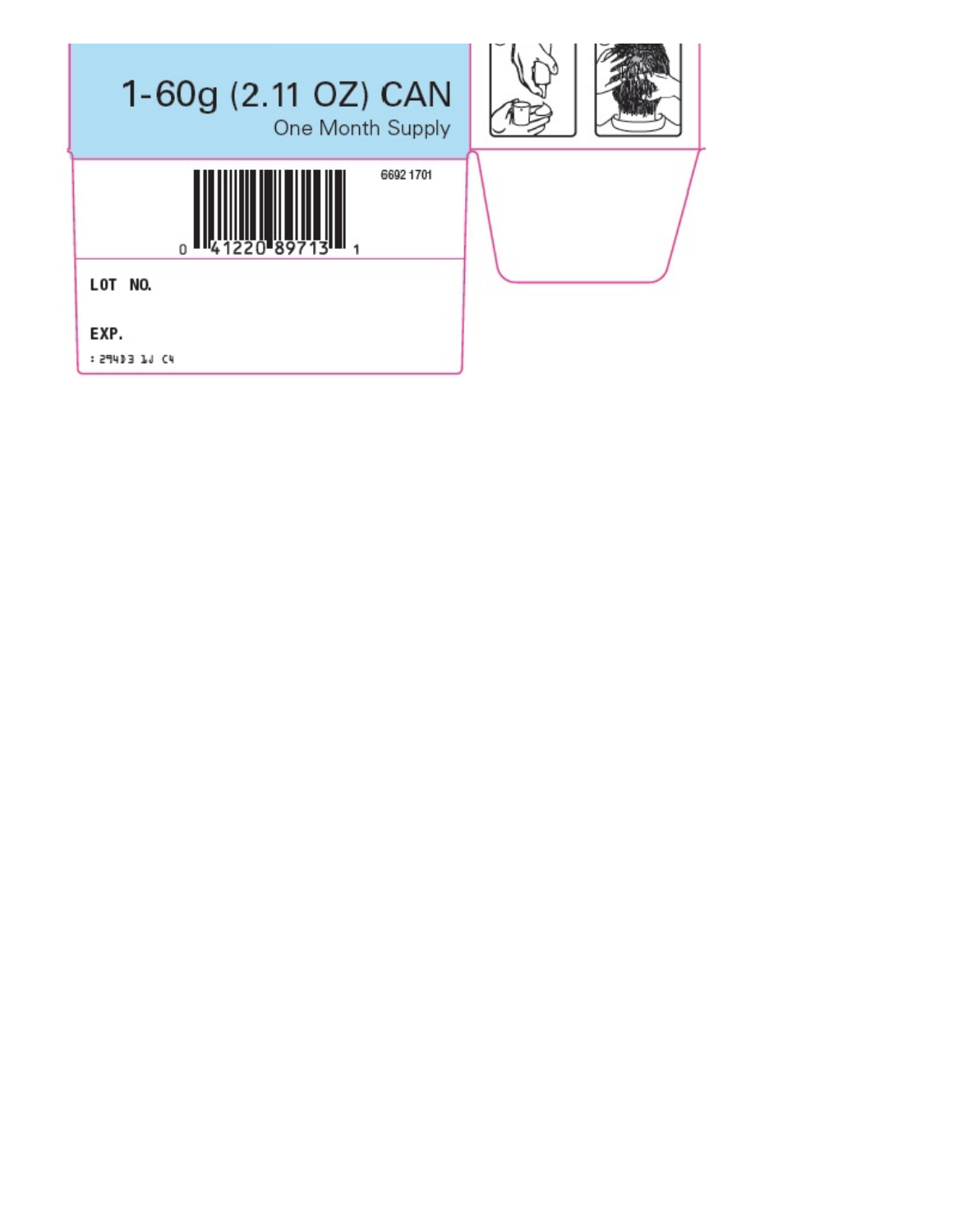1-60g (2.11 OZ) CAN

One Month Supply

6692 1701

0 41220 89713 1

**LOT NO.**

**EXP.**

: 29403 1J C4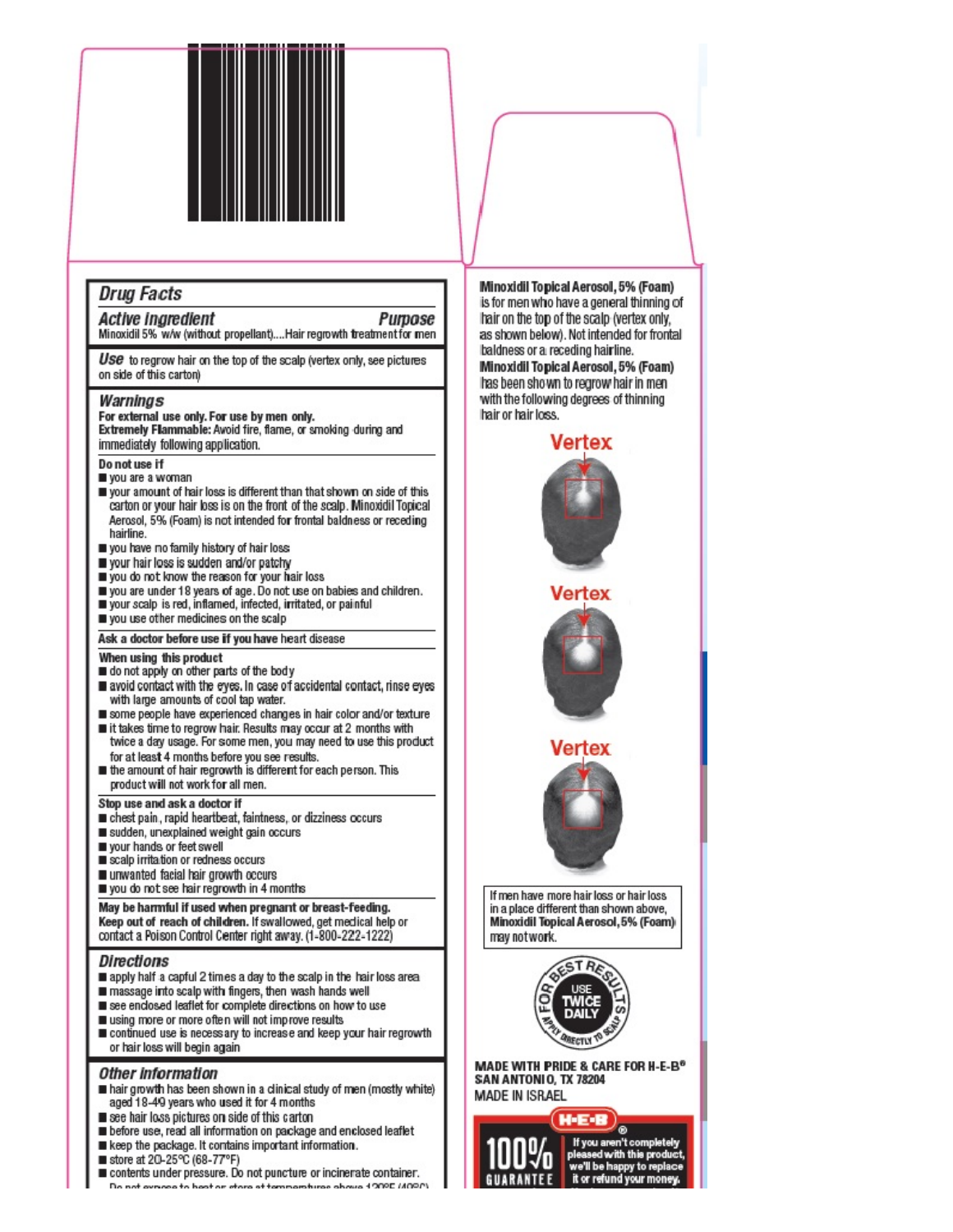# Drug Facts

## Active ingredient — Purpose

Minoxidil 5% w/w (without propellant)....Hair regrowth treatment for men

## Use

to regrow hair on the top of the scalp (vertex only, see pictures on side of this carton)

## Warnings

**For external use only. For use by men only.**

**Extremely Flammable:** Avoid fire, flame, or smoking during and immediately following application.

**Do not use if**

- you are a woman
- your amount of hair loss is different than that shown on side of this carton or your hair loss is on the front of the scalp. Minoxidil Topical Aerosol, 5% (Foam) is not intended for frontal baldness or receding hairline.
- you have no family history of hair loss
- your hair loss is sudden and/or patchy
- you do not know the reason for your hair loss
- you are under 18 years of age. Do not use on babies and children.
- your scalp is red, inflamed, infected, irritated, or painful
- you use other medicines on the scalp

**Ask a doctor before use if you have** heart disease

**When using this product**

- do not apply on other parts of the body
- avoid contact with the eyes. In case of accidental contact, rinse eyes with large amounts of cool tap water.
- some people have experienced changes in hair color and/or texture
- it takes time to regrow hair. Results may occur at 2 months with twice a day usage. For some men, you may need to use this product for at least 4 months before you see results.
- the amount of hair regrowth is different for each person. This product will not work for all men.

**Stop use and ask a doctor if**

- chest pain, rapid heartbeat, faintness, or dizziness occurs
- sudden, unexplained weight gain occurs
- your hands or feet swell
- scalp irritation or redness occurs
- unwanted facial hair growth occurs
- you do not see hair regrowth in 4 months

**May be harmful if used when pregnant or breast-feeding.**

**Keep out of reach of children.** If swallowed, get medical help or contact a Poison Control Center right away. (1-800-222-1222)

## Directions

- apply half a capful 2 times a day to the scalp in the hair loss area
- massage into scalp with fingers, then wash hands well
- see enclosed leaflet for complete directions on how to use
- using more or more often will not improve results
- continued use is necessary to increase and keep your hair regrowth or hair loss will begin again

## Other information

- hair growth has been shown in a clinical study of men (mostly white) aged 18-49 years who used it for 4 months
- see hair loss pictures on side of this carton
- before use, read all information on package and enclosed leaflet
- keep the package. It contains important information.
- store at 20-25°C (68-77°F)
- contents under pressure. Do not puncture or incinerate container. Do not expose to heat or store at temperatures above 120°F (49°C)

**Minoxidil Topical Aerosol, 5% (Foam)** is for men who have a general thinning of hair on the top of the scalp (vertex only, as shown below). Not intended for frontal baldness or a receding hairline.

**Minoxidil Topical Aerosol, 5% (Foam)** has been shown to regrow hair in men with the following degrees of thinning hair or hair loss.

Vertex

Vertex

Vertex

If men have more hair loss or hair loss in a place different than shown above, **Minoxidil Topical Aerosol, 5% (Foam)** may not work.

FOR BEST RESULTS — USE TWICE DAILY — APPLY DIRECTLY TO SCALP

**MADE WITH PRIDE & CARE FOR H-E-B®**
**SAN ANTONIO, TX 78204**
MADE IN ISRAEL

H-E-B® 100% GUARANTEE — If you aren't completely pleased with this product, we'll be happy to replace it or refund your money.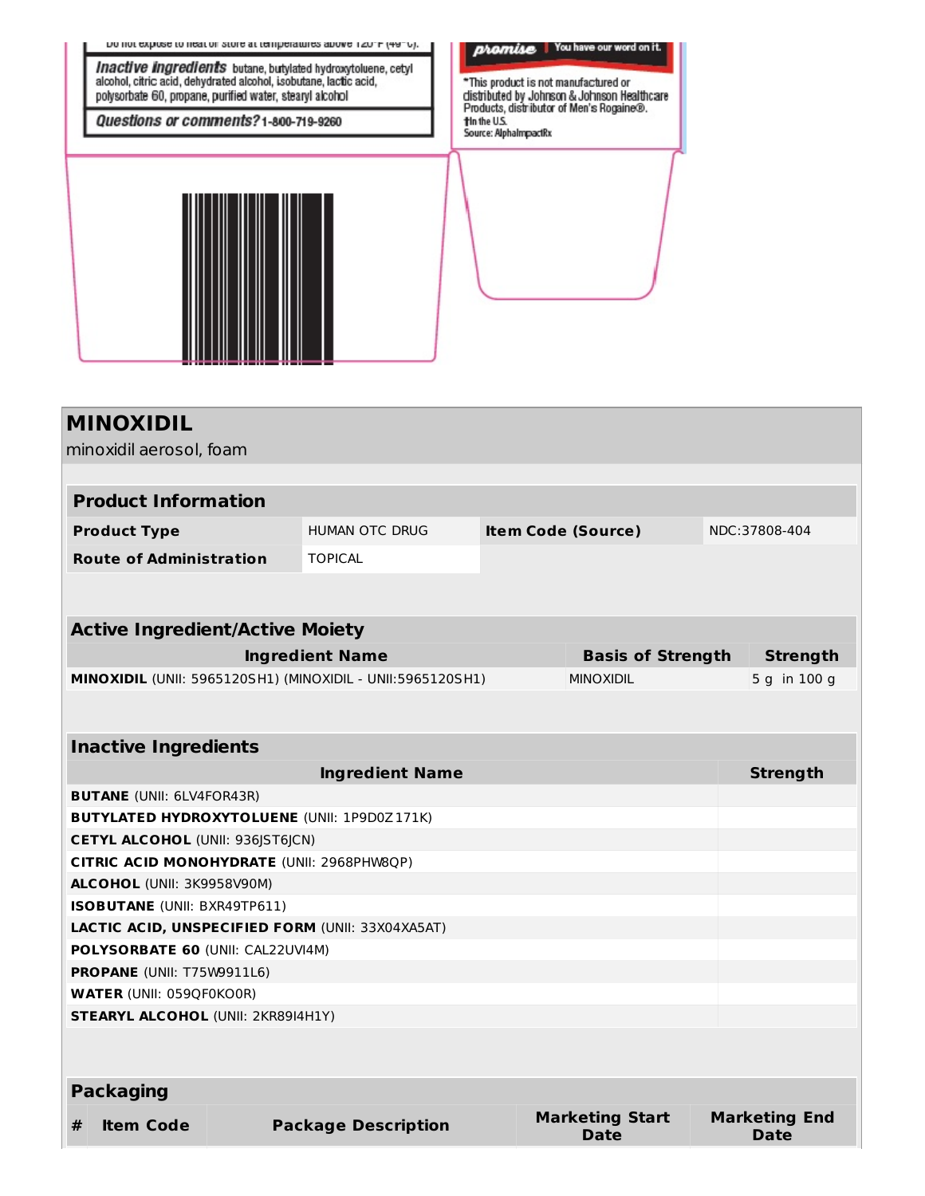Do not expose to heat or store at temperatures above 120°F (49°C).

**Inactive ingredients** butane, butylated hydroxytoluene, cetyl alcohol, citric acid, dehydrated alcohol, isobutane, lactic acid, polysorbate 60, propane, purified water, stearyl alcohol

**Questions or comments?** 1-800-719-9260

*promise* You have our word on it.

*This product is not manufactured or distributed by Johnson & Johnson Healthcare Products, distributor of Men's Rogaine®.
†In the U.S.
Source: AlphaImpactRx

# MINOXIDIL

minoxidil aerosol, foam

| Product Information | | | |
|---|---|---|---|
| **Product Type** | HUMAN OTC DRUG | **Item Code (Source)** | NDC:37808-404 |
| **Route of Administration** | TOPICAL | | |

| Active Ingredient/Active Moiety | | |
|---|---|---|
| **Ingredient Name** | **Basis of Strength** | **Strength** |
| **MINOXIDIL** (UNII: 5965120SH1) (MINOXIDIL - UNII:5965120SH1) | MINOXIDIL | 5 g in 100 g |

| Inactive Ingredients | |
|---|---|
| **Ingredient Name** | **Strength** |
| **BUTANE** (UNII: 6LV4FOR43R) | |
| **BUTYLATED HYDROXYTOLUENE** (UNII: 1P9D0Z171K) | |
| **CETYL ALCOHOL** (UNII: 936JST6JCN) | |
| **CITRIC ACID MONOHYDRATE** (UNII: 2968PHW8QP) | |
| **ALCOHOL** (UNII: 3K9958V90M) | |
| **ISOBUTANE** (UNII: BXR49TP611) | |
| **LACTIC ACID, UNSPECIFIED FORM** (UNII: 33X04XA5AT) | |
| **POLYSORBATE 60** (UNII: CAL22UVI4M) | |
| **PROPANE** (UNII: T75W9911L6) | |
| **WATER** (UNII: 059QF0KO0R) | |
| **STEARYL ALCOHOL** (UNII: 2KR89I4H1Y) | |

| Packaging | | | | |
|---|---|---|---|---|
| **#** | **Item Code** | **Package Description** | **Marketing Start Date** | **Marketing End Date** |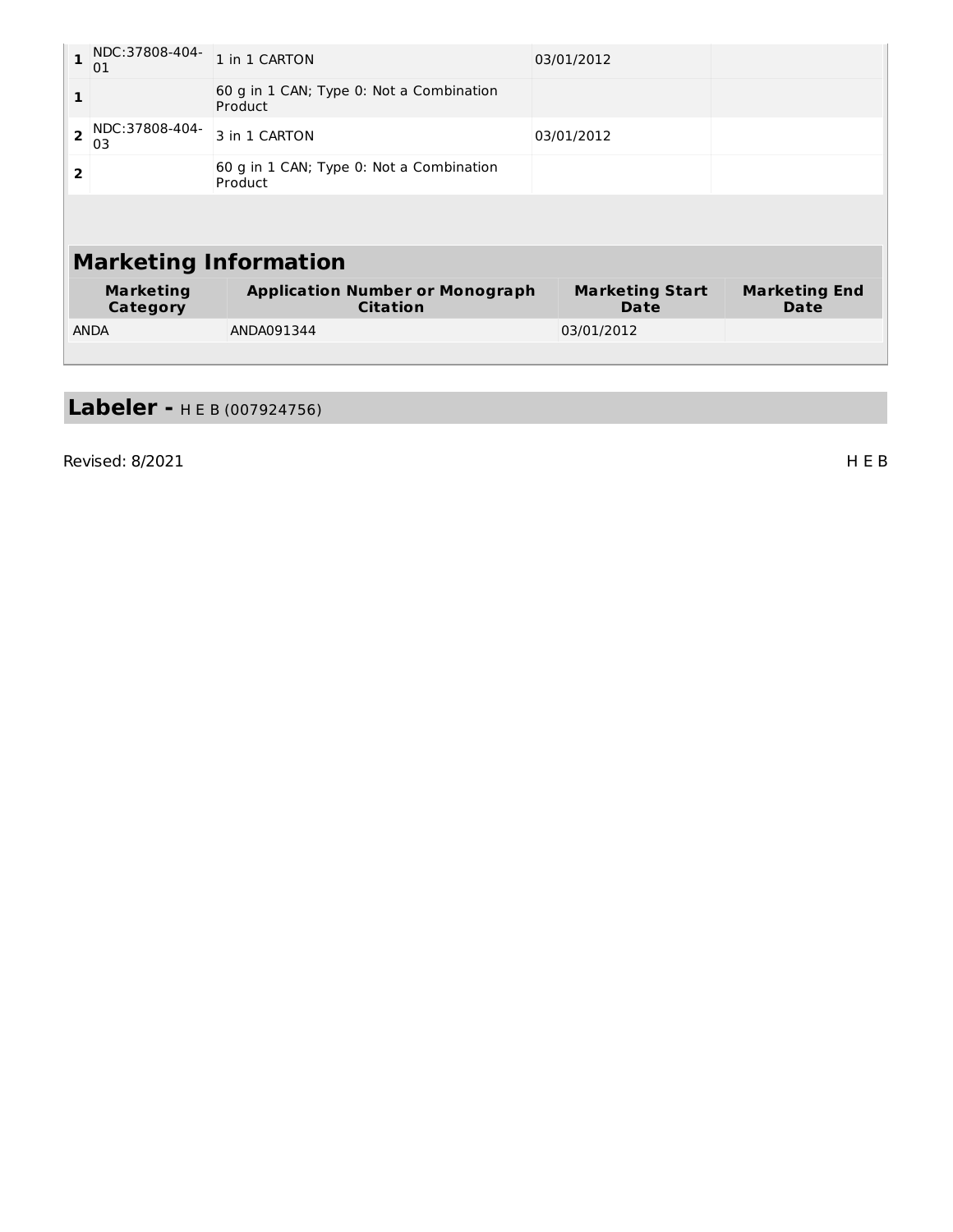| | | | | |
|---|---|---|---|---|
| **1** | NDC:37808-404-01 | 1 in 1 CARTON | 03/01/2012 | |
| **1** | | 60 g in 1 CAN; Type 0: Not a Combination Product | | |
| **2** | NDC:37808-404-03 | 3 in 1 CARTON | 03/01/2012 | |
| **2** | | 60 g in 1 CAN; Type 0: Not a Combination Product | | |

## Marketing Information

| Marketing Category | Application Number or Monograph Citation | Marketing Start Date | Marketing End Date |
|---|---|---|---|
| ANDA | ANDA091344 | 03/01/2012 | |

## Labeler - H E B (007924756)

Revised: 8/2021

H E B